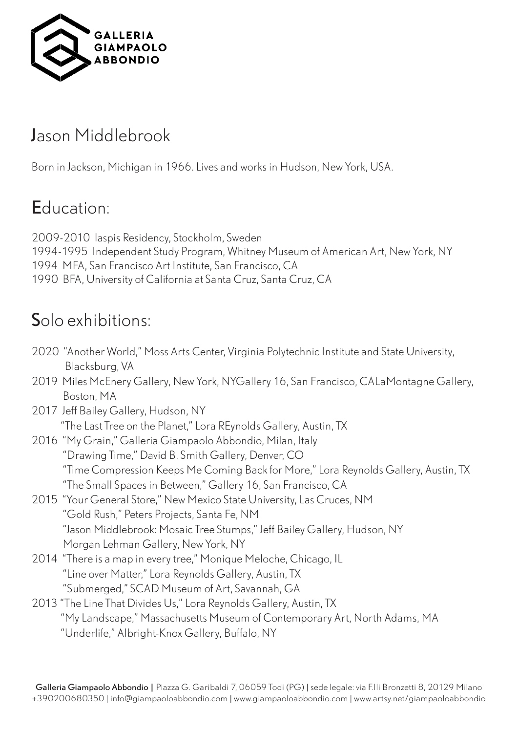GALLERIA GIAMPAOLO ABBONDIO

# Jason Middlebrook

Born in Jackson, Michigan in 1966. Lives and works in Hudson, New York, USA.

## Education:

2009-2010 Iaspis Residency, Stockholm, Sweden
1994-1995 Independent Study Program, Whitney Museum of American Art, New York, NY
1994 MFA, San Francisco Art Institute, San Francisco, CA
1990 BFA, University of California at Santa Cruz, Santa Cruz, CA

## Solo exhibitions:

2020 "Another World," Moss Arts Center, Virginia Polytechnic Institute and State University, Blacksburg, VA
2019 Miles McEnery Gallery, New York, NYGallery 16, San Francisco, CALaMontagne Gallery, Boston, MA
2017 Jeff Bailey Gallery, Hudson, NY
"The Last Tree on the Planet," Lora REynolds Gallery, Austin, TX
2016 "My Grain," Galleria Giampaolo Abbondio, Milan, Italy
"Drawing Time," David B. Smith Gallery, Denver, CO
"Time Compression Keeps Me Coming Back for More," Lora Reynolds Gallery, Austin, TX
"The Small Spaces in Between," Gallery 16, San Francisco, CA
2015 "Your General Store," New Mexico State University, Las Cruces, NM
"Gold Rush," Peters Projects, Santa Fe, NM
"Jason Middlebrook: Mosaic Tree Stumps," Jeff Bailey Gallery, Hudson, NY
Morgan Lehman Gallery, New York, NY
2014 "There is a map in every tree," Monique Meloche, Chicago, IL
"Line over Matter," Lora Reynolds Gallery, Austin, TX
"Submerged," SCAD Museum of Art, Savannah, GA
2013 "The Line That Divides Us," Lora Reynolds Gallery, Austin, TX
"My Landscape," Massachusetts Museum of Contemporary Art, North Adams, MA
"Underlife," Albright-Knox Gallery, Buffalo, NY

**Galleria Giampaolo Abbondio** | Piazza G. Garibaldi 7, 06059 Todi (PG) | sede legale: via F.lli Bronzetti 8, 20129 Milano
+390200680350 | info@giampaoloabbondio.com | www.giampaoloabbondio.com | www.artsy.net/giampaoloabbondio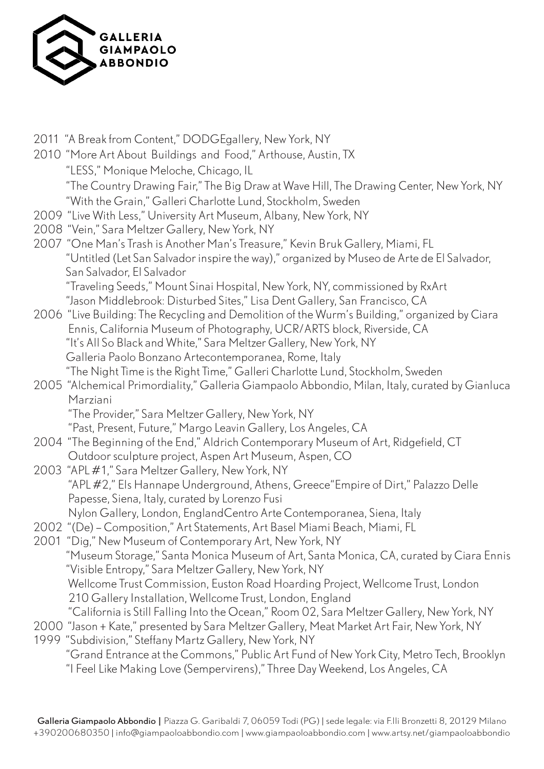2011 "A Break from Content," DODGEgallery, New York, NY

2010 "More Art About Buildings and Food," Arthouse, Austin, TX
"LESS," Monique Meloche, Chicago, IL
"The Country Drawing Fair," The Big Draw at Wave Hill, The Drawing Center, New York, NY
"With the Grain," Galleri Charlotte Lund, Stockholm, Sweden

2009 "Live With Less," University Art Museum, Albany, New York, NY

2008 "Vein," Sara Meltzer Gallery, New York, NY

2007 "One Man's Trash is Another Man's Treasure," Kevin Bruk Gallery, Miami, FL
"Untitled (Let San Salvador inspire the way)," organized by Museo de Arte de El Salvador, San Salvador, El Salvador
"Traveling Seeds," Mount Sinai Hospital, New York, NY, commissioned by RxArt
"Jason Middlebrook: Disturbed Sites," Lisa Dent Gallery, San Francisco, CA

2006 "Live Building: The Recycling and Demolition of the Wurm's Building," organized by Ciara Ennis, California Museum of Photography, UCR/ARTS block, Riverside, CA
"It's All So Black and White," Sara Meltzer Gallery, New York, NY
Galleria Paolo Bonzano Artecontemporanea, Rome, Italy
"The Night Time is the Right Time," Galleri Charlotte Lund, Stockholm, Sweden

2005 "Alchemical Primordiality," Galleria Giampaolo Abbondio, Milan, Italy, curated by Gianluca Marziani
"The Provider," Sara Meltzer Gallery, New York, NY
"Past, Present, Future," Margo Leavin Gallery, Los Angeles, CA

2004 "The Beginning of the End," Aldrich Contemporary Museum of Art, Ridgefield, CT
Outdoor sculpture project, Aspen Art Museum, Aspen, CO

2003 "APL #1," Sara Meltzer Gallery, New York, NY
"APL #2," Els Hannape Underground, Athens, Greece"Empire of Dirt," Palazzo Delle Papesse, Siena, Italy, curated by Lorenzo Fusi
Nylon Gallery, London, EnglandCentro Arte Contemporanea, Siena, Italy

2002 "(De) – Composition," Art Statements, Art Basel Miami Beach, Miami, FL

2001 "Dig," New Museum of Contemporary Art, New York, NY
"Museum Storage," Santa Monica Museum of Art, Santa Monica, CA, curated by Ciara Ennis
"Visible Entropy," Sara Meltzer Gallery, New York, NY
Wellcome Trust Commission, Euston Road Hoarding Project, Wellcome Trust, London
210 Gallery Installation, Wellcome Trust, London, England
"California is Still Falling Into the Ocean," Room 02, Sara Meltzer Gallery, New York, NY

2000 "Jason + Kate," presented by Sara Meltzer Gallery, Meat Market Art Fair, New York, NY

1999 "Subdivision," Steffany Martz Gallery, New York, NY
"Grand Entrance at the Commons," Public Art Fund of New York City, Metro Tech, Brooklyn
"I Feel Like Making Love (Sempervirens)," Three Day Weekend, Los Angeles, CA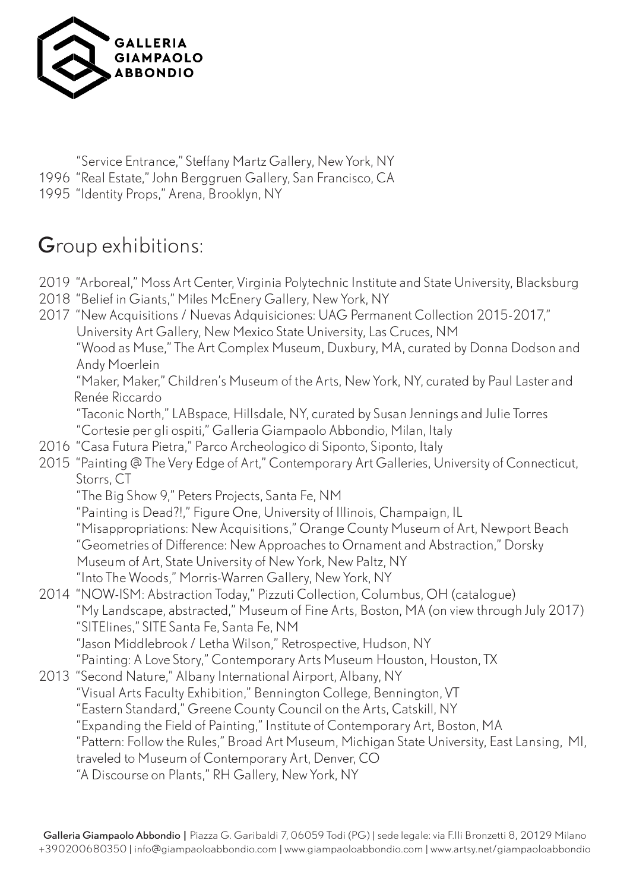"Service Entrance," Steffany Martz Gallery, New York, NY

1996 "Real Estate," John Berggruen Gallery, San Francisco, CA

1995 "Identity Props," Arena, Brooklyn, NY

## Group exhibitions:

2019 "Arboreal," Moss Art Center, Virginia Polytechnic Institute and State University, Blacksburg

2018 "Belief in Giants," Miles McEnery Gallery, New York, NY

2017 "New Acquisitions / Nuevas Adquisiciones: UAG Permanent Collection 2015-2017," University Art Gallery, New Mexico State University, Las Cruces, NM

"Wood as Muse," The Art Complex Museum, Duxbury, MA, curated by Donna Dodson and Andy Moerlein

"Maker, Maker," Children's Museum of the Arts, New York, NY, curated by Paul Laster and Renée Riccardo

"Taconic North," LABspace, Hillsdale, NY, curated by Susan Jennings and Julie Torres

"Cortesie per gli ospiti," Galleria Giampaolo Abbondio, Milan, Italy

2016 "Casa Futura Pietra," Parco Archeologico di Siponto, Siponto, Italy

2015 "Painting @ The Very Edge of Art," Contemporary Art Galleries, University of Connecticut, Storrs, CT

"The Big Show 9," Peters Projects, Santa Fe, NM

"Painting is Dead?!," Figure One, University of Illinois, Champaign, IL

"Misappropriations: New Acquisitions," Orange County Museum of Art, Newport Beach

"Geometries of Difference: New Approaches to Ornament and Abstraction," Dorsky Museum of Art, State University of New York, New Paltz, NY

"Into The Woods," Morris-Warren Gallery, New York, NY

2014 "NOW-ISM: Abstraction Today," Pizzuti Collection, Columbus, OH (catalogue)

"My Landscape, abstracted," Museum of Fine Arts, Boston, MA (on view through July 2017)

"SITElines," SITE Santa Fe, Santa Fe, NM

"Jason Middlebrook / Letha Wilson," Retrospective, Hudson, NY

"Painting: A Love Story," Contemporary Arts Museum Houston, Houston, TX

2013 "Second Nature," Albany International Airport, Albany, NY

"Visual Arts Faculty Exhibition," Bennington College, Bennington, VT

"Eastern Standard," Greene County Council on the Arts, Catskill, NY

"Expanding the Field of Painting," Institute of Contemporary Art, Boston, MA

"Pattern: Follow the Rules," Broad Art Museum, Michigan State University, East Lansing, MI, traveled to Museum of Contemporary Art, Denver, CO

"A Discourse on Plants," RH Gallery, New York, NY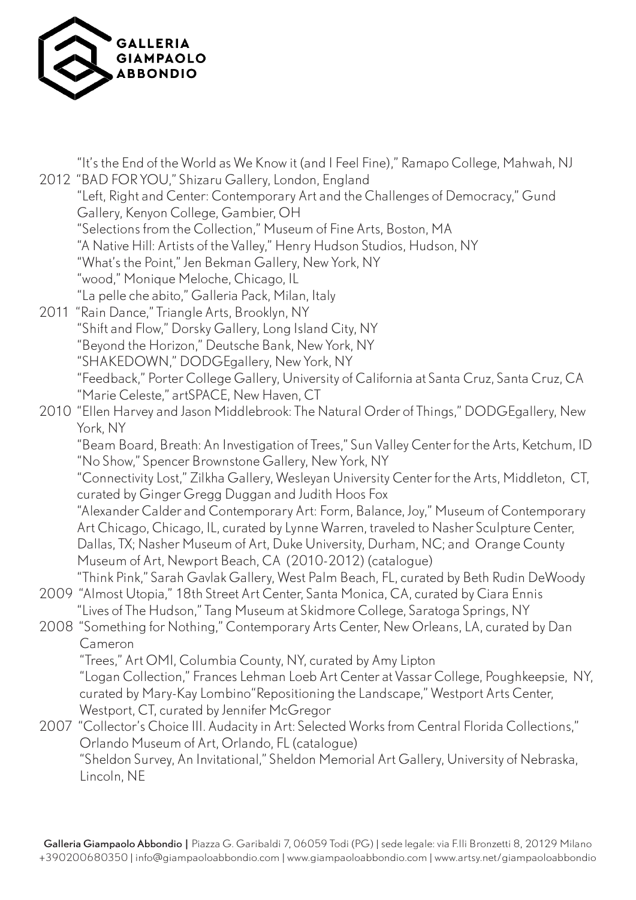"It's the End of the World as We Know it (and I Feel Fine)," Ramapo College, Mahwah, NJ

2012 "BAD FOR YOU," Shizaru Gallery, London, England
"Left, Right and Center: Contemporary Art and the Challenges of Democracy," Gund Gallery, Kenyon College, Gambier, OH
"Selections from the Collection," Museum of Fine Arts, Boston, MA
"A Native Hill: Artists of the Valley," Henry Hudson Studios, Hudson, NY
"What's the Point," Jen Bekman Gallery, New York, NY
"wood," Monique Meloche, Chicago, IL
"La pelle che abito," Galleria Pack, Milan, Italy

2011 "Rain Dance," Triangle Arts, Brooklyn, NY
"Shift and Flow," Dorsky Gallery, Long Island City, NY
"Beyond the Horizon," Deutsche Bank, New York, NY
"SHAKEDOWN," DODGEgallery, New York, NY
"Feedback," Porter College Gallery, University of California at Santa Cruz, Santa Cruz, CA
"Marie Celeste," artSPACE, New Haven, CT

2010 "Ellen Harvey and Jason Middlebrook: The Natural Order of Things," DODGEgallery, New York, NY
"Beam Board, Breath: An Investigation of Trees," Sun Valley Center for the Arts, Ketchum, ID
"No Show," Spencer Brownstone Gallery, New York, NY
"Connectivity Lost," Zilkha Gallery, Wesleyan University Center for the Arts, Middleton, CT, curated by Ginger Gregg Duggan and Judith Hoos Fox
"Alexander Calder and Contemporary Art: Form, Balance, Joy," Museum of Contemporary Art Chicago, Chicago, IL, curated by Lynne Warren, traveled to Nasher Sculpture Center, Dallas, TX; Nasher Museum of Art, Duke University, Durham, NC; and Orange County Museum of Art, Newport Beach, CA (2010-2012) (catalogue)
"Think Pink," Sarah Gavlak Gallery, West Palm Beach, FL, curated by Beth Rudin DeWoody

2009 "Almost Utopia," 18th Street Art Center, Santa Monica, CA, curated by Ciara Ennis
"Lives of The Hudson," Tang Museum at Skidmore College, Saratoga Springs, NY

2008 "Something for Nothing," Contemporary Arts Center, New Orleans, LA, curated by Dan Cameron
"Trees," Art OMI, Columbia County, NY, curated by Amy Lipton
"Logan Collection," Frances Lehman Loeb Art Center at Vassar College, Poughkeepsie, NY, curated by Mary-Kay Lombino"Repositioning the Landscape," Westport Arts Center, Westport, CT, curated by Jennifer McGregor

2007 "Collector's Choice III. Audacity in Art: Selected Works from Central Florida Collections," Orlando Museum of Art, Orlando, FL (catalogue)
"Sheldon Survey, An Invitational," Sheldon Memorial Art Gallery, University of Nebraska, Lincoln, NE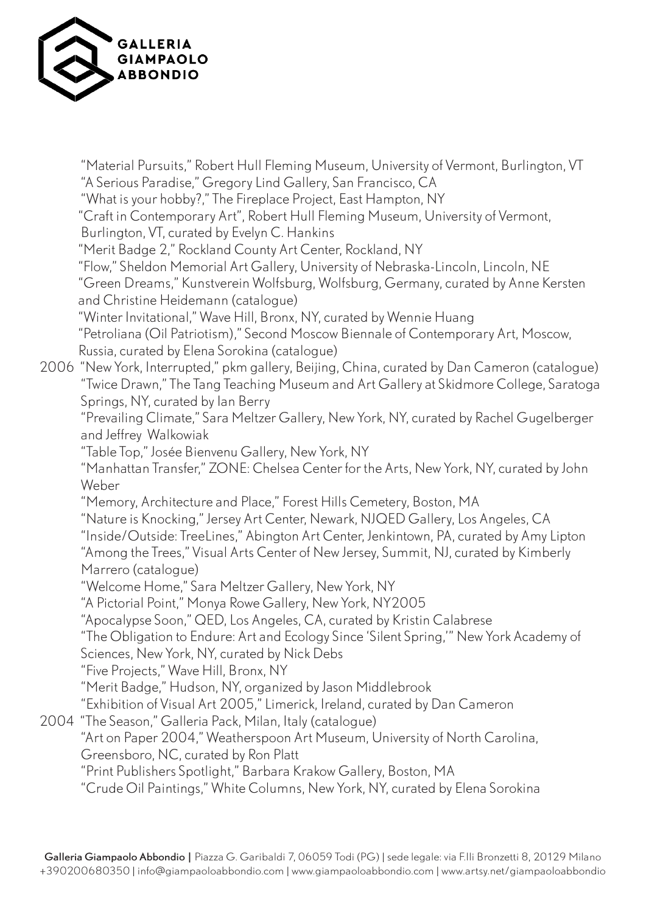"Material Pursuits," Robert Hull Fleming Museum, University of Vermont, Burlington, VT
"A Serious Paradise," Gregory Lind Gallery, San Francisco, CA
"What is your hobby?," The Fireplace Project, East Hampton, NY
"Craft in Contemporary Art", Robert Hull Fleming Museum, University of Vermont, Burlington, VT, curated by Evelyn C. Hankins
"Merit Badge 2," Rockland County Art Center, Rockland, NY
"Flow," Sheldon Memorial Art Gallery, University of Nebraska-Lincoln, Lincoln, NE
"Green Dreams," Kunstverein Wolfsburg, Wolfsburg, Germany, curated by Anne Kersten and Christine Heidemann (catalogue)
"Winter Invitational," Wave Hill, Bronx, NY, curated by Wennie Huang
"Petroliana (Oil Patriotism)," Second Moscow Biennale of Contemporary Art, Moscow, Russia, curated by Elena Sorokina (catalogue)

2006 "New York, Interrupted," pkm gallery, Beijing, China, curated by Dan Cameron (catalogue)
"Twice Drawn," The Tang Teaching Museum and Art Gallery at Skidmore College, Saratoga Springs, NY, curated by Ian Berry
"Prevailing Climate," Sara Meltzer Gallery, New York, NY, curated by Rachel Gugelberger and Jeffrey Walkowiak
"Table Top," Josée Bienvenu Gallery, New York, NY
"Manhattan Transfer," ZONE: Chelsea Center for the Arts, New York, NY, curated by John Weber
"Memory, Architecture and Place," Forest Hills Cemetery, Boston, MA
"Nature is Knocking," Jersey Art Center, Newark, NJQED Gallery, Los Angeles, CA
"Inside/Outside: TreeLines," Abington Art Center, Jenkintown, PA, curated by Amy Lipton
"Among the Trees," Visual Arts Center of New Jersey, Summit, NJ, curated by Kimberly Marrero (catalogue)
"Welcome Home," Sara Meltzer Gallery, New York, NY
"A Pictorial Point," Monya Rowe Gallery, New York, NY2005
"Apocalypse Soon," QED, Los Angeles, CA, curated by Kristin Calabrese
"The Obligation to Endure: Art and Ecology Since 'Silent Spring,'" New York Academy of Sciences, New York, NY, curated by Nick Debs
"Five Projects," Wave Hill, Bronx, NY
"Merit Badge," Hudson, NY, organized by Jason Middlebrook
"Exhibition of Visual Art 2005," Limerick, Ireland, curated by Dan Cameron

2004 "The Season," Galleria Pack, Milan, Italy (catalogue)
"Art on Paper 2004," Weatherspoon Art Museum, University of North Carolina, Greensboro, NC, curated by Ron Platt
"Print Publishers Spotlight," Barbara Krakow Gallery, Boston, MA
"Crude Oil Paintings," White Columns, New York, NY, curated by Elena Sorokina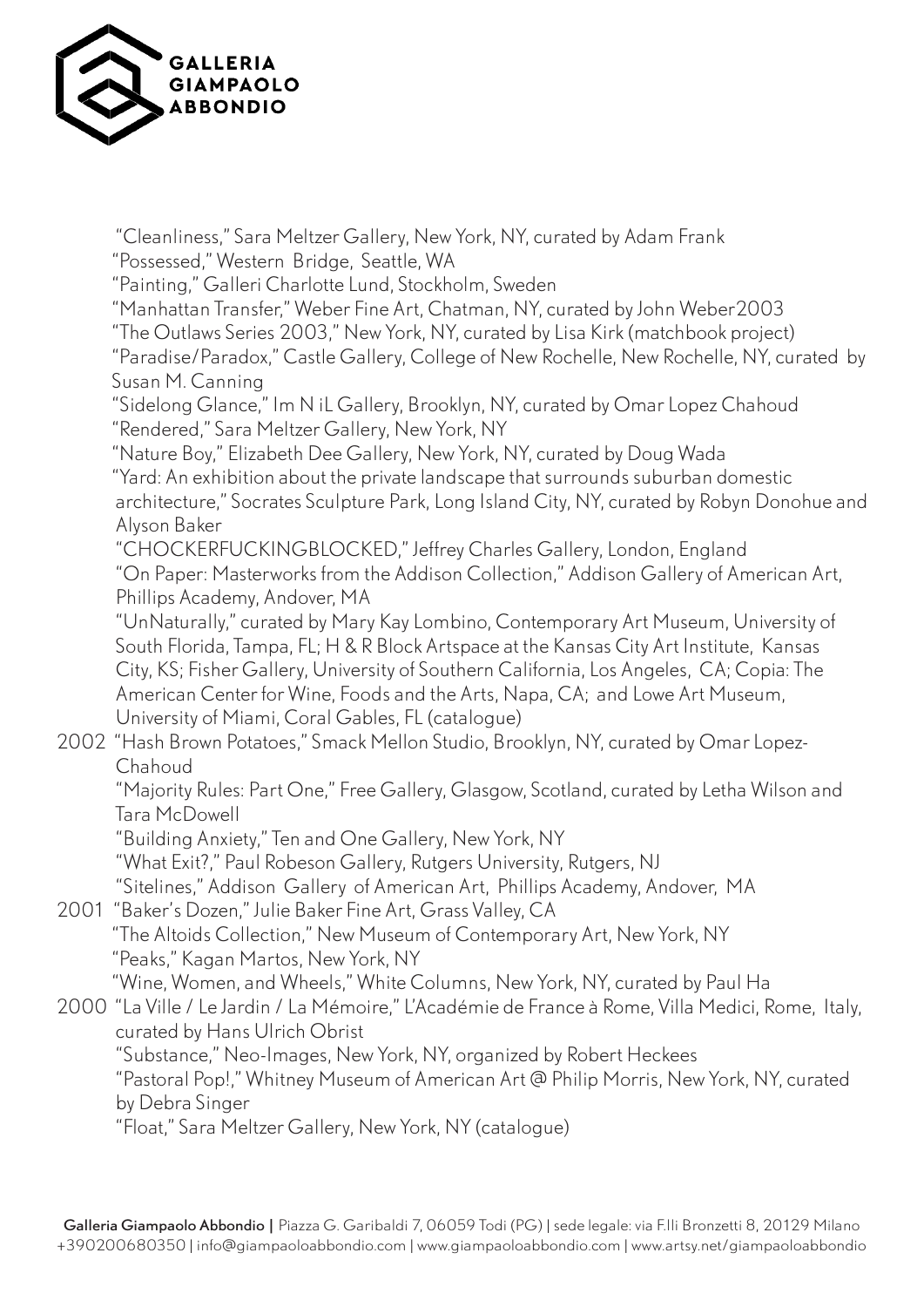"Cleanliness," Sara Meltzer Gallery, New York, NY, curated by Adam Frank
"Possessed," Western Bridge, Seattle, WA
"Painting," Galleri Charlotte Lund, Stockholm, Sweden
"Manhattan Transfer," Weber Fine Art, Chatman, NY, curated by John Weber2003
"The Outlaws Series 2003," New York, NY, curated by Lisa Kirk (matchbook project)
"Paradise/Paradox," Castle Gallery, College of New Rochelle, New Rochelle, NY, curated by Susan M. Canning
"Sidelong Glance," Im N iL Gallery, Brooklyn, NY, curated by Omar Lopez Chahoud
"Rendered," Sara Meltzer Gallery, New York, NY
"Nature Boy," Elizabeth Dee Gallery, New York, NY, curated by Doug Wada
"Yard: An exhibition about the private landscape that surrounds suburban domestic architecture," Socrates Sculpture Park, Long Island City, NY, curated by Robyn Donohue and Alyson Baker
"CHOCKERFUCKINGBLOCKED," Jeffrey Charles Gallery, London, England
"On Paper: Masterworks from the Addison Collection," Addison Gallery of American Art, Phillips Academy, Andover, MA
"UnNaturally," curated by Mary Kay Lombino, Contemporary Art Museum, University of South Florida, Tampa, FL; H & R Block Artspace at the Kansas City Art Institute, Kansas City, KS; Fisher Gallery, University of Southern California, Los Angeles, CA; Copia: The American Center for Wine, Foods and the Arts, Napa, CA; and Lowe Art Museum, University of Miami, Coral Gables, FL (catalogue)

2002 "Hash Brown Potatoes," Smack Mellon Studio, Brooklyn, NY, curated by Omar Lopez-Chahoud
"Majority Rules: Part One," Free Gallery, Glasgow, Scotland, curated by Letha Wilson and Tara McDowell
"Building Anxiety," Ten and One Gallery, New York, NY
"What Exit?," Paul Robeson Gallery, Rutgers University, Rutgers, NJ
"Sitelines," Addison Gallery of American Art, Phillips Academy, Andover, MA

2001 "Baker's Dozen," Julie Baker Fine Art, Grass Valley, CA
"The Altoids Collection," New Museum of Contemporary Art, New York, NY
"Peaks," Kagan Martos, New York, NY
"Wine, Women, and Wheels," White Columns, New York, NY, curated by Paul Ha

2000 "La Ville / Le Jardin / La Mémoire," L'Académie de France à Rome, Villa Medici, Rome, Italy, curated by Hans Ulrich Obrist
"Substance," Neo-Images, New York, NY, organized by Robert Heckees
"Pastoral Pop!," Whitney Museum of American Art @ Philip Morris, New York, NY, curated by Debra Singer
"Float," Sara Meltzer Gallery, New York, NY (catalogue)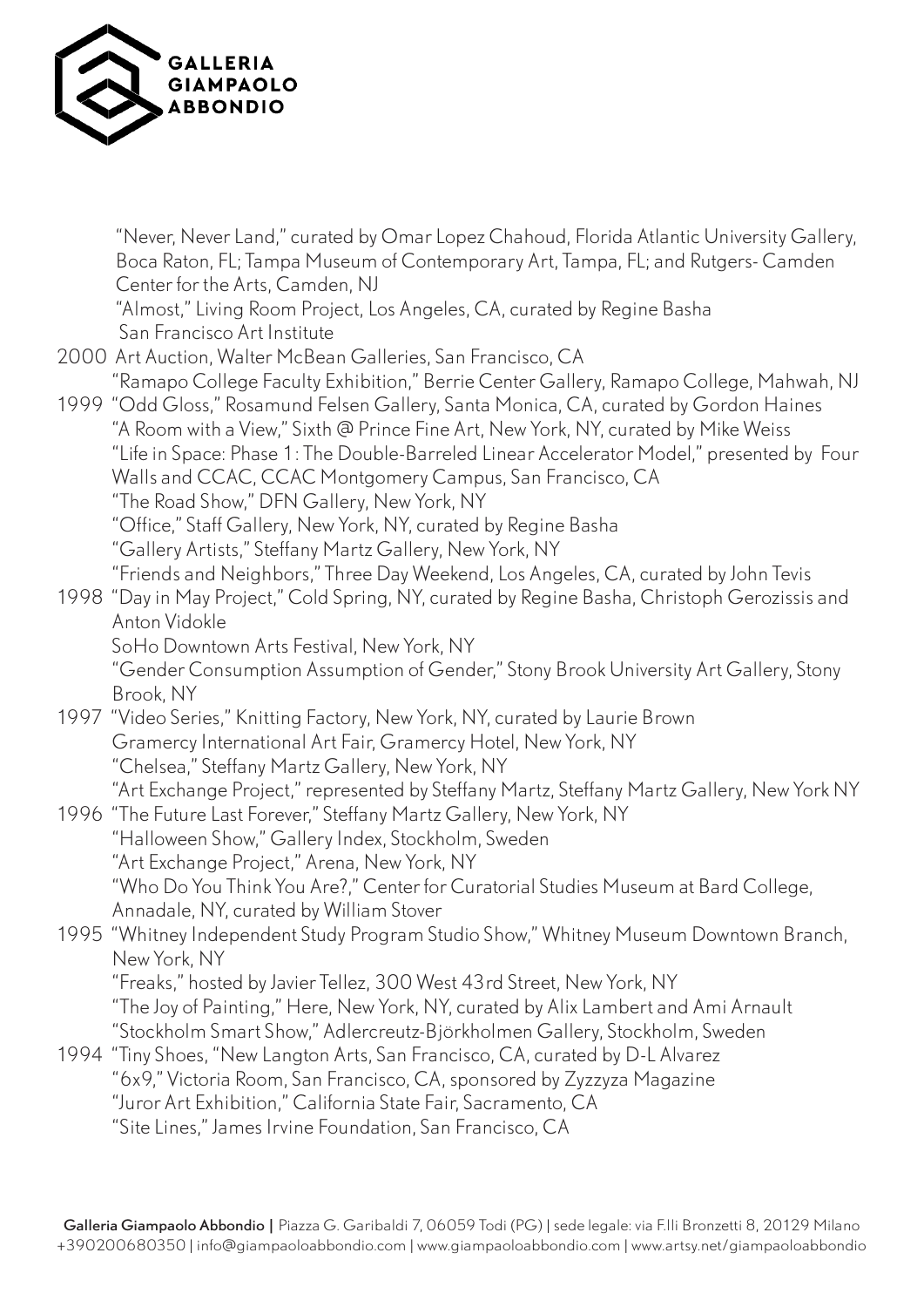"Never, Never Land," curated by Omar Lopez Chahoud, Florida Atlantic University Gallery, Boca Raton, FL; Tampa Museum of Contemporary Art, Tampa, FL; and Rutgers- Camden Center for the Arts, Camden, NJ
"Almost," Living Room Project, Los Angeles, CA, curated by Regine Basha
San Francisco Art Institute

2000 Art Auction, Walter McBean Galleries, San Francisco, CA
"Ramapo College Faculty Exhibition," Berrie Center Gallery, Ramapo College, Mahwah, NJ

1999 "Odd Gloss," Rosamund Felsen Gallery, Santa Monica, CA, curated by Gordon Haines
"A Room with a View," Sixth @ Prince Fine Art, New York, NY, curated by Mike Weiss
"Life in Space: Phase 1: The Double-Barreled Linear Accelerator Model," presented by Four Walls and CCAC, CCAC Montgomery Campus, San Francisco, CA
"The Road Show," DFN Gallery, New York, NY
"Office," Staff Gallery, New York, NY, curated by Regine Basha
"Gallery Artists," Steffany Martz Gallery, New York, NY
"Friends and Neighbors," Three Day Weekend, Los Angeles, CA, curated by John Tevis

1998 "Day in May Project," Cold Spring, NY, curated by Regine Basha, Christoph Gerozissis and Anton Vidokle
SoHo Downtown Arts Festival, New York, NY
"Gender Consumption Assumption of Gender," Stony Brook University Art Gallery, Stony Brook, NY

1997 "Video Series," Knitting Factory, New York, NY, curated by Laurie Brown
Gramercy International Art Fair, Gramercy Hotel, New York, NY
"Chelsea," Steffany Martz Gallery, New York, NY
"Art Exchange Project," represented by Steffany Martz, Steffany Martz Gallery, New York NY

1996 "The Future Last Forever," Steffany Martz Gallery, New York, NY
"Halloween Show," Gallery Index, Stockholm, Sweden
"Art Exchange Project," Arena, New York, NY
"Who Do You Think You Are?," Center for Curatorial Studies Museum at Bard College, Annadale, NY, curated by William Stover

1995 "Whitney Independent Study Program Studio Show," Whitney Museum Downtown Branch, New York, NY
"Freaks," hosted by Javier Tellez, 300 West 43rd Street, New York, NY
"The Joy of Painting," Here, New York, NY, curated by Alix Lambert and Ami Arnault
"Stockholm Smart Show," Adlercreutz-Björkholmen Gallery, Stockholm, Sweden

1994 "Tiny Shoes, "New Langton Arts, San Francisco, CA, curated by D-L Alvarez
"6x9," Victoria Room, San Francisco, CA, sponsored by Zyzzyza Magazine
"Juror Art Exhibition," California State Fair, Sacramento, CA
"Site Lines," James Irvine Foundation, San Francisco, CA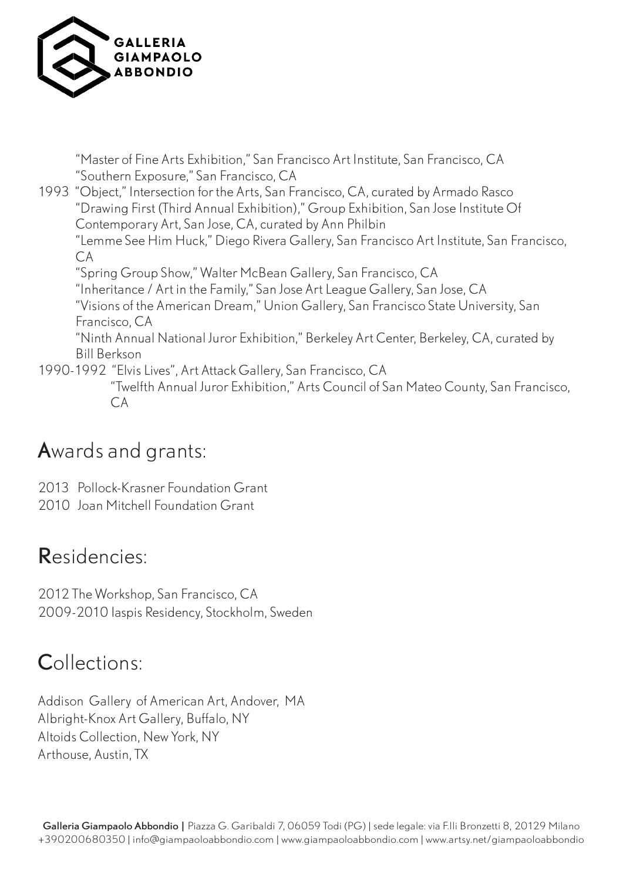"Master of Fine Arts Exhibition," San Francisco Art Institute, San Francisco, CA
"Southern Exposure," San Francisco, CA

1993 "Object," Intersection for the Arts, San Francisco, CA, curated by Armado Rasco
"Drawing First (Third Annual Exhibition)," Group Exhibition, San Jose Institute Of Contemporary Art, San Jose, CA, curated by Ann Philbin
"Lemme See Him Huck," Diego Rivera Gallery, San Francisco Art Institute, San Francisco, CA
"Spring Group Show," Walter McBean Gallery, San Francisco, CA
"Inheritance / Art in the Family," San Jose Art League Gallery, San Jose, CA
"Visions of the American Dream," Union Gallery, San Francisco State University, San Francisco, CA
"Ninth Annual National Juror Exhibition," Berkeley Art Center, Berkeley, CA, curated by Bill Berkson

1990-1992 "Elvis Lives", Art Attack Gallery, San Francisco, CA
"Twelfth Annual Juror Exhibition," Arts Council of San Mateo County, San Francisco, CA

## Awards and grants:

2013 Pollock-Krasner Foundation Grant
2010 Joan Mitchell Foundation Grant

## Residencies:

2012 The Workshop, San Francisco, CA
2009-2010 Iaspis Residency, Stockholm, Sweden

## Collections:

Addison Gallery of American Art, Andover, MA
Albright-Knox Art Gallery, Buffalo, NY
Altoids Collection, New York, NY
Arthouse, Austin, TX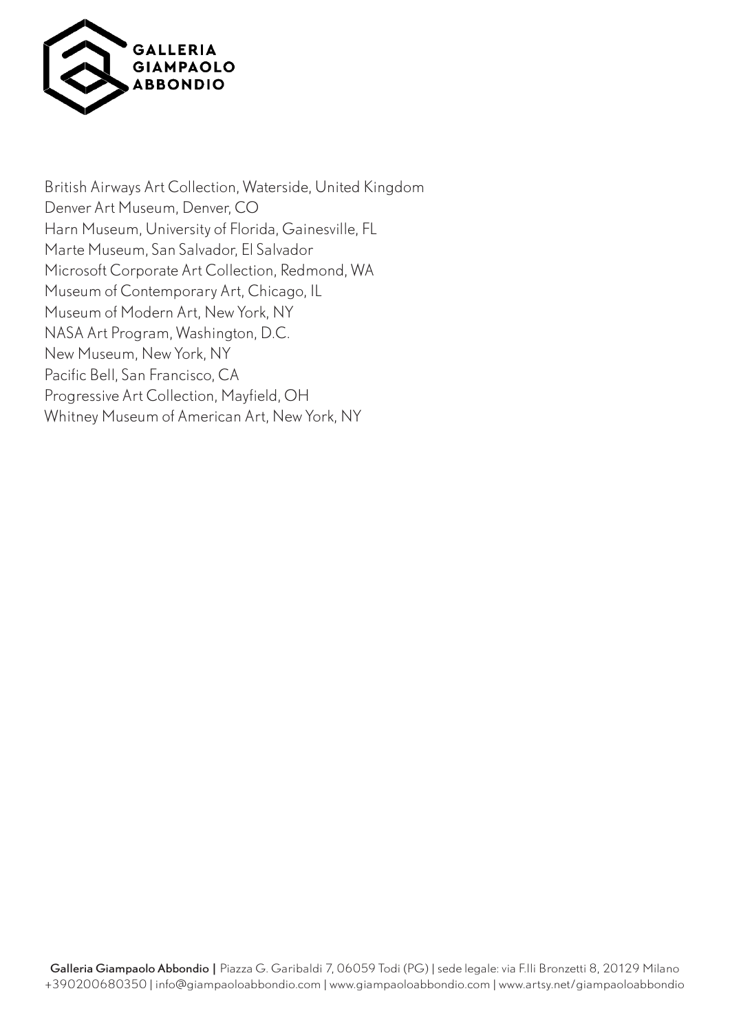British Airways Art Collection, Waterside, United Kingdom
Denver Art Museum, Denver, CO
Harn Museum, University of Florida, Gainesville, FL
Marte Museum, San Salvador, El Salvador
Microsoft Corporate Art Collection, Redmond, WA
Museum of Contemporary Art, Chicago, IL
Museum of Modern Art, New York, NY
NASA Art Program, Washington, D.C.
New Museum, New York, NY
Pacific Bell, San Francisco, CA
Progressive Art Collection, Mayfield, OH
Whitney Museum of American Art, New York, NY